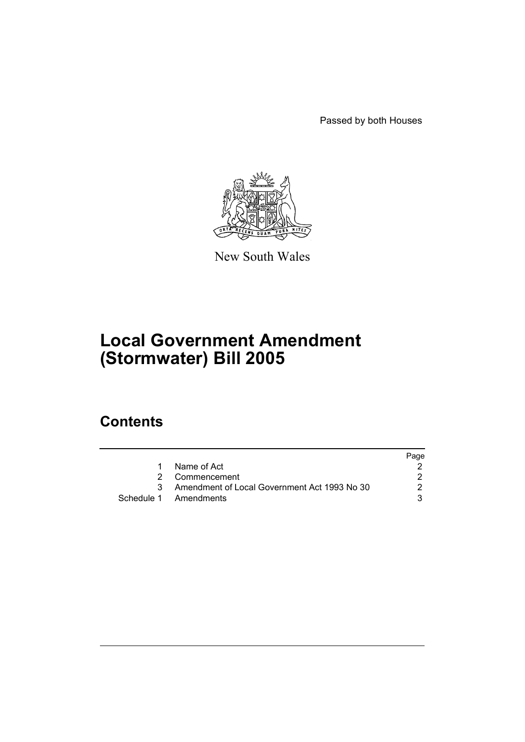Passed by both Houses

New South Wales

# Local Government Amendment (Stormwater) Bill 2005

## Contents

| | | Page |
|---|---|---|
| 1 | Name of Act | 2 |
| 2 | Commencement | 2 |
| 3 | Amendment of Local Government Act 1993 No 30 | 2 |
| Schedule 1 | Amendments | 3 |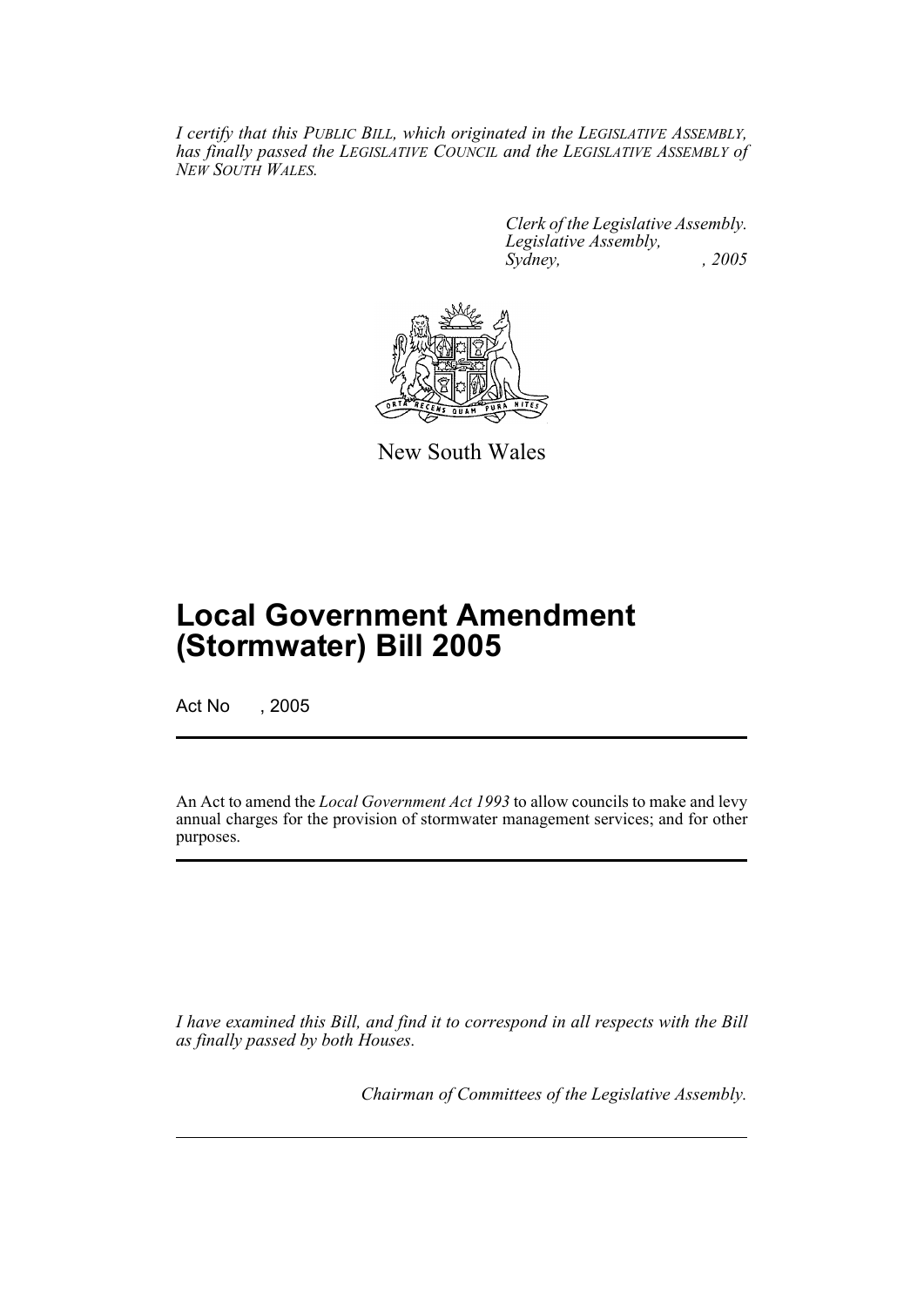*I certify that this PUBLIC BILL, which originated in the LEGISLATIVE ASSEMBLY, has finally passed the LEGISLATIVE COUNCIL and the LEGISLATIVE ASSEMBLY of NEW SOUTH WALES.*

*Clerk of the Legislative Assembly.*
*Legislative Assembly,*
*Sydney, , 2005*

New South Wales

# Local Government Amendment (Stormwater) Bill 2005

Act No , 2005

An Act to amend the *Local Government Act 1993* to allow councils to make and levy annual charges for the provision of stormwater management services; and for other purposes.

*I have examined this Bill, and find it to correspond in all respects with the Bill as finally passed by both Houses.*

*Chairman of Committees of the Legislative Assembly.*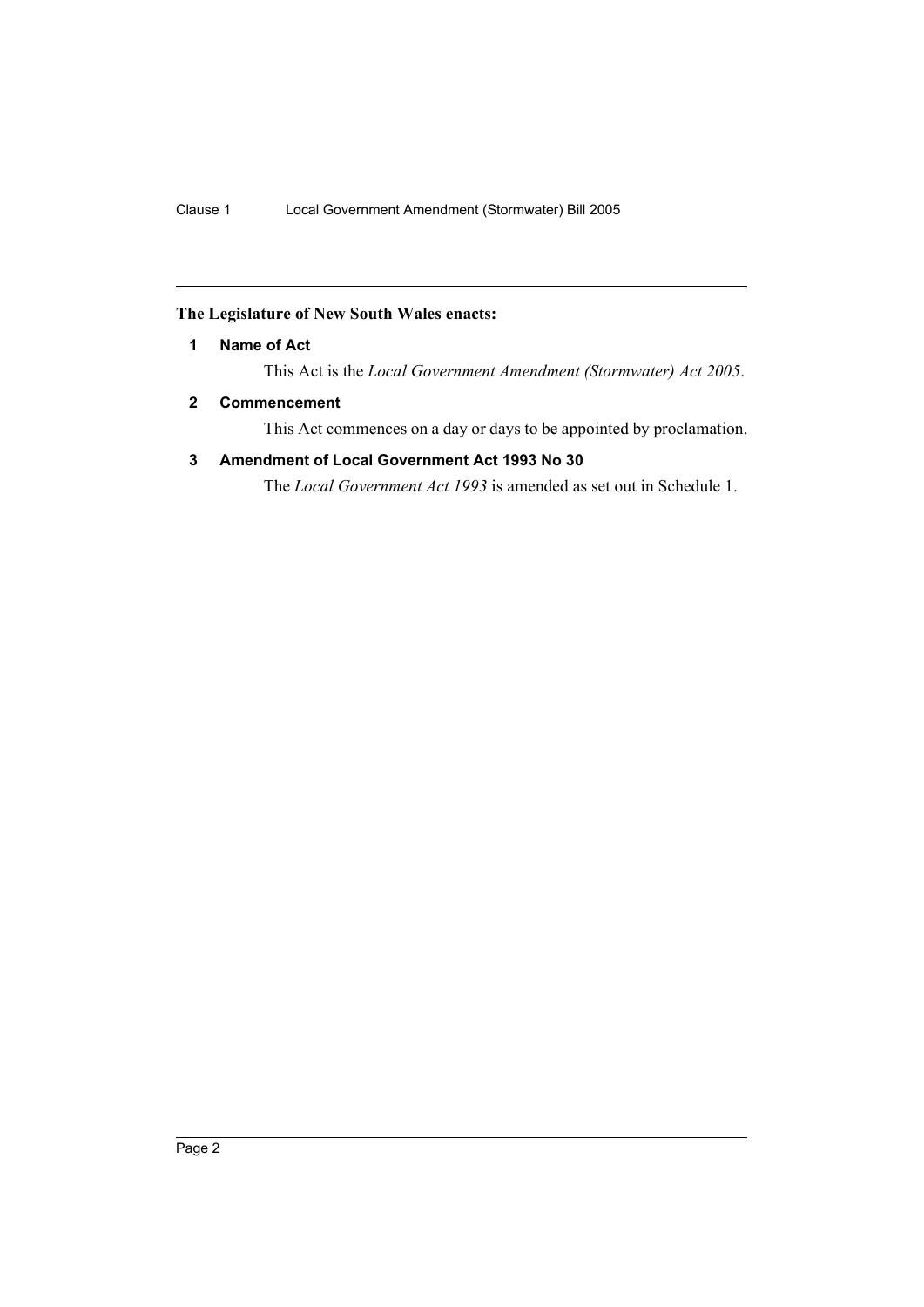**The Legislature of New South Wales enacts:**

## 1 Name of Act

This Act is the *Local Government Amendment (Stormwater) Act 2005*.

## 2 Commencement

This Act commences on a day or days to be appointed by proclamation.

## 3 Amendment of Local Government Act 1993 No 30

The *Local Government Act 1993* is amended as set out in Schedule 1.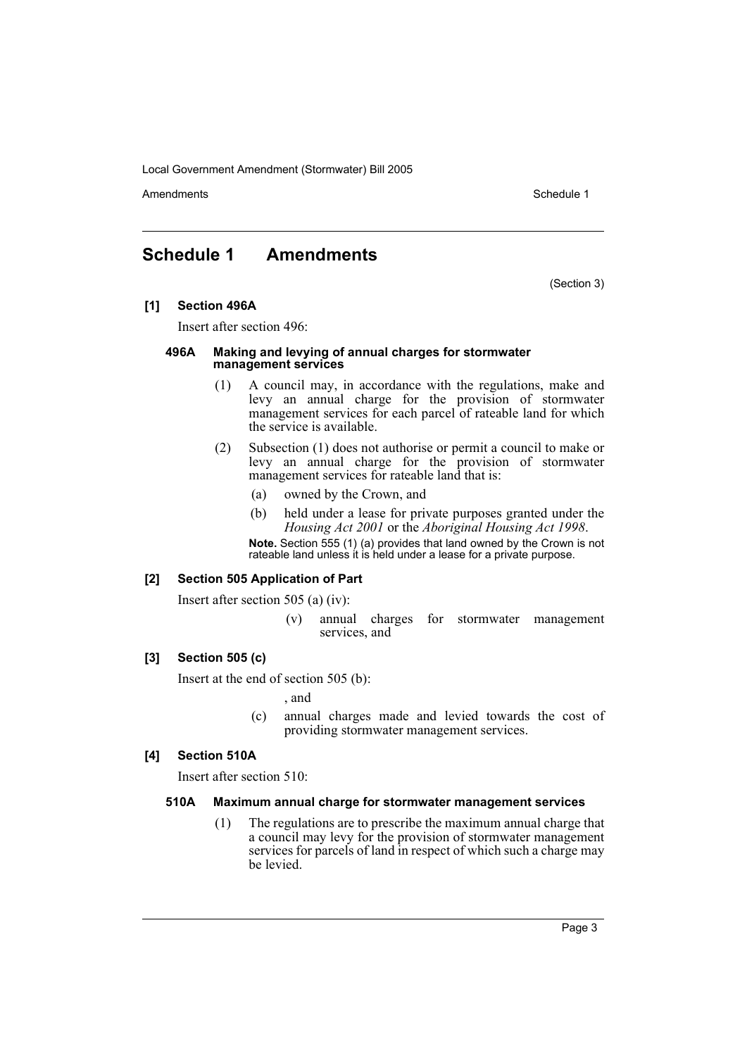# Schedule 1 Amendments

(Section 3)

### [1] Section 496A

Insert after section 496:

#### 496A Making and levying of annual charges for stormwater management services

(1) A council may, in accordance with the regulations, make and levy an annual charge for the provision of stormwater management services for each parcel of rateable land for which the service is available.

(2) Subsection (1) does not authorise or permit a council to make or levy an annual charge for the provision of stormwater management services for rateable land that is:

- (a) owned by the Crown, and
- (b) held under a lease for private purposes granted under the *Housing Act 2001* or the *Aboriginal Housing Act 1998*.

**Note.** Section 555 (1) (a) provides that land owned by the Crown is not rateable land unless it is held under a lease for a private purpose.

### [2] Section 505 Application of Part

Insert after section 505 (a) (iv):

(v) annual charges for stormwater management services, and

### [3] Section 505 (c)

Insert at the end of section 505 (b):

, and

(c) annual charges made and levied towards the cost of providing stormwater management services.

### [4] Section 510A

Insert after section 510:

#### 510A Maximum annual charge for stormwater management services

(1) The regulations are to prescribe the maximum annual charge that a council may levy for the provision of stormwater management services for parcels of land in respect of which such a charge may be levied.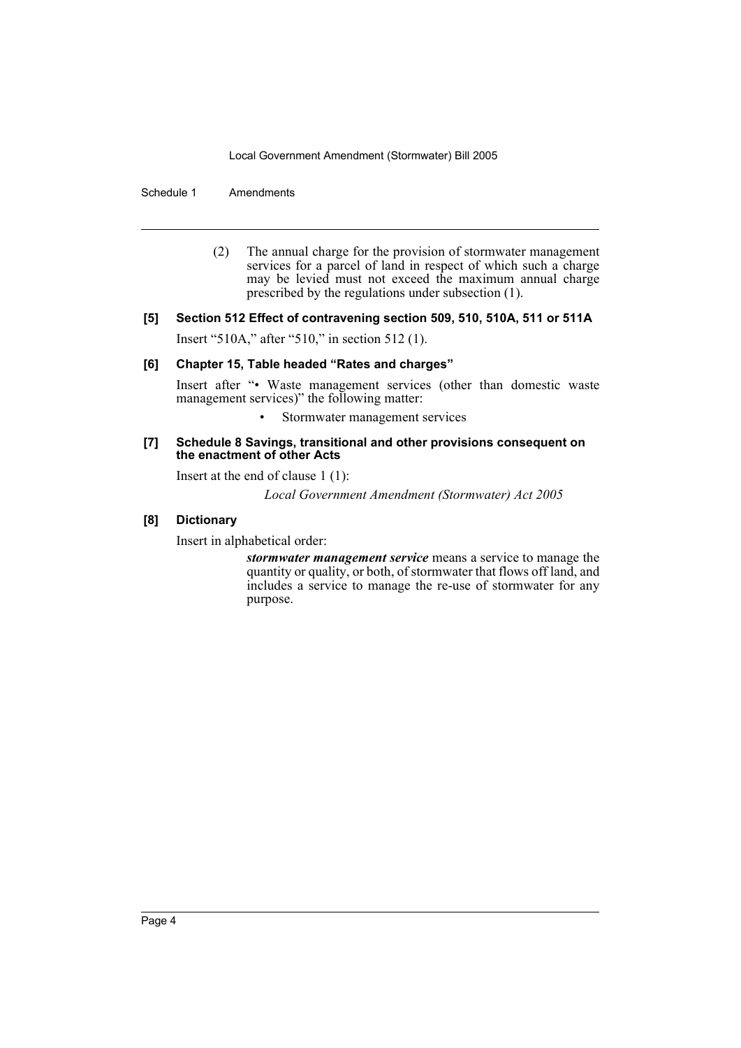(2) The annual charge for the provision of stormwater management services for a parcel of land in respect of which such a charge may be levied must not exceed the maximum annual charge prescribed by the regulations under subsection (1).

**[5] Section 512 Effect of contravening section 509, 510, 510A, 511 or 511A**

Insert "510A," after "510," in section 512 (1).

**[6] Chapter 15, Table headed "Rates and charges"**

Insert after "• Waste management services (other than domestic waste management services)" the following matter:

- Stormwater management services

**[7] Schedule 8 Savings, transitional and other provisions consequent on the enactment of other Acts**

Insert at the end of clause 1 (1):

*Local Government Amendment (Stormwater) Act 2005*

**[8] Dictionary**

Insert in alphabetical order:

***stormwater management service*** means a service to manage the quantity or quality, or both, of stormwater that flows off land, and includes a service to manage the re-use of stormwater for any purpose.